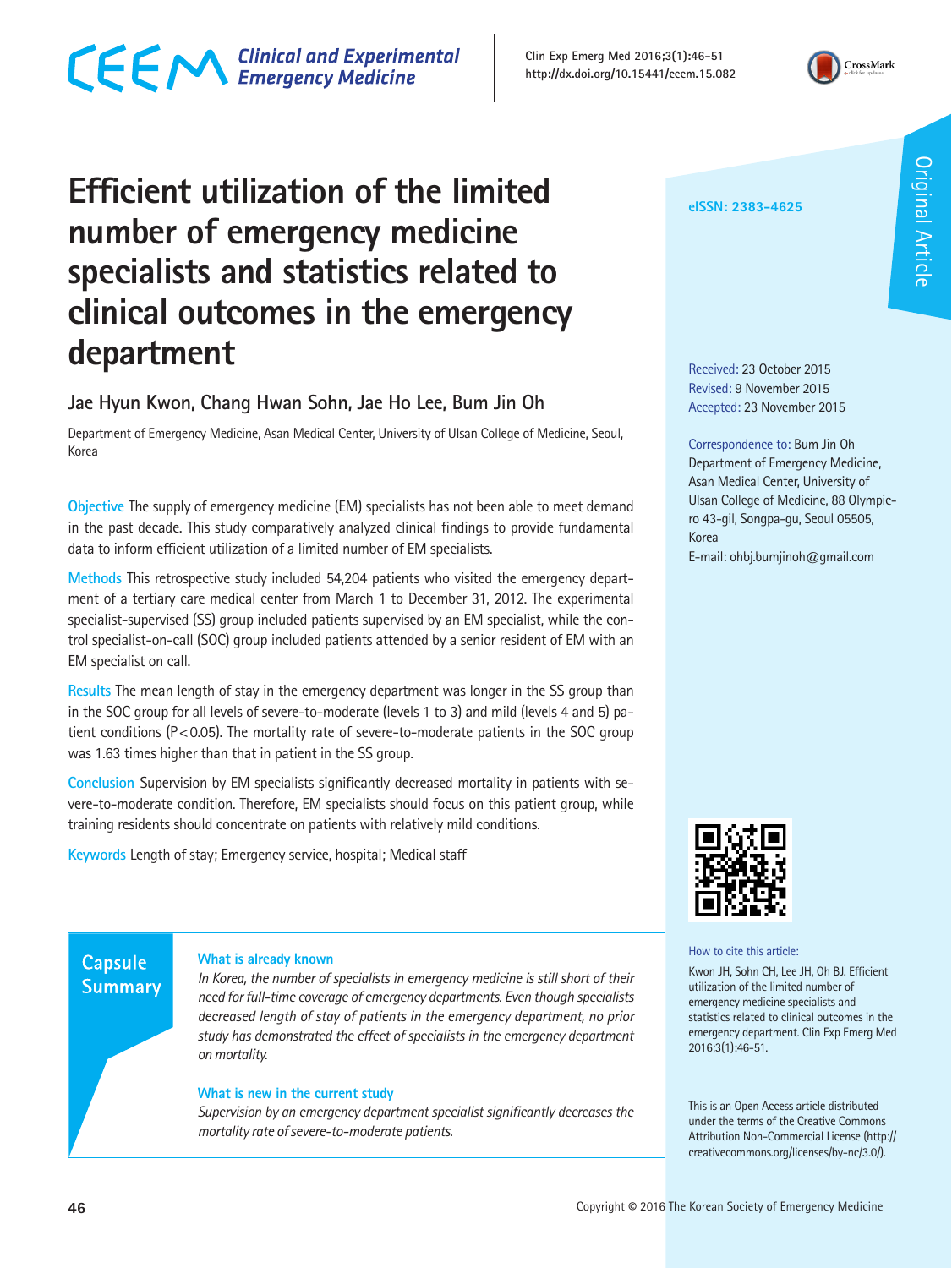# Efficient utilization of the limited number of emergency medicine specialists and statistics related to clinical outcomes in the emergency department

Jae Hyun Kwon, Chang Hwan Sohn, Jae Ho Lee, Bum Jin Oh

Department of Emergency Medicine, Asan Medical Center, University of Ulsan College of Medicine, Seoul, Korea

eISSN: 2383-4625

Original Article

Received: 23 October 2015
Revised: 9 November 2015
Accepted: 23 November 2015

Correspondence to: Bum Jin Oh
Department of Emergency Medicine, Asan Medical Center, University of Ulsan College of Medicine, 88 Olympic-ro 43-gil, Songpa-gu, Seoul 05505, Korea
E-mail: ohbj.bumjinoh@gmail.com

**Objective** The supply of emergency medicine (EM) specialists has not been able to meet demand in the past decade. This study comparatively analyzed clinical findings to provide fundamental data to inform efficient utilization of a limited number of EM specialists.

**Methods** This retrospective study included 54,204 patients who visited the emergency department of a tertiary care medical center from March 1 to December 31, 2012. The experimental specialist-supervised (SS) group included patients supervised by an EM specialist, while the control specialist-on-call (SOC) group included patients attended by a senior resident of EM with an EM specialist on call.

**Results** The mean length of stay in the emergency department was longer in the SS group than in the SOC group for all levels of severe-to-moderate (levels 1 to 3) and mild (levels 4 and 5) patient conditions ($P<0.05$). The mortality rate of severe-to-moderate patients in the SOC group was 1.63 times higher than that in patient in the SS group.

**Conclusion** Supervision by EM specialists significantly decreased mortality in patients with severe-to-moderate condition. Therefore, EM specialists should focus on this patient group, while training residents should concentrate on patients with relatively mild conditions.

**Keywords** Length of stay; Emergency service, hospital; Medical staff

## Capsule Summary

**What is already known**

*In Korea, the number of specialists in emergency medicine is still short of their need for full-time coverage of emergency departments. Even though specialists decreased length of stay of patients in the emergency department, no prior study has demonstrated the effect of specialists in the emergency department on mortality.*

**What is new in the current study**

*Supervision by an emergency department specialist significantly decreases the mortality rate of severe-to-moderate patients.*

How to cite this article:
Kwon JH, Sohn CH, Lee JH, Oh BJ. Efficient utilization of the limited number of emergency medicine specialists and statistics related to clinical outcomes in the emergency department. Clin Exp Emerg Med 2016;3(1):46-51.

This is an Open Access article distributed under the terms of the Creative Commons Attribution Non-Commercial License (http://creativecommons.org/licenses/by-nc/3.0/).

Copyright © 2016 The Korean Society of Emergency Medicine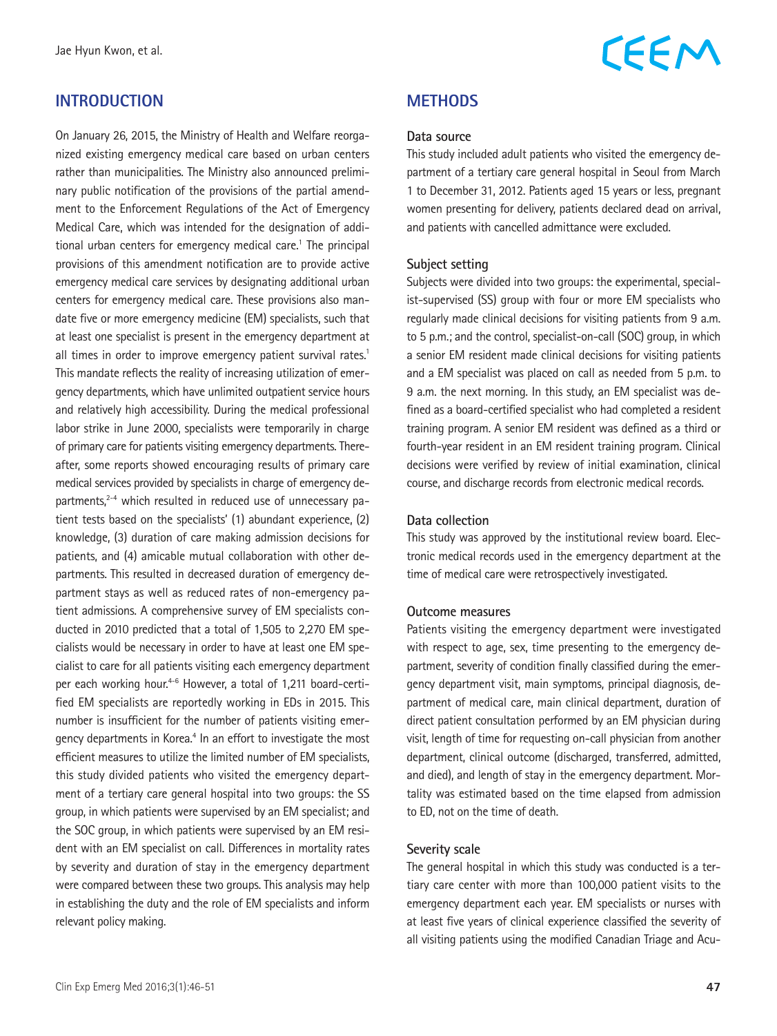## INTRODUCTION

On January 26, 2015, the Ministry of Health and Welfare reorganized existing emergency medical care based on urban centers rather than municipalities. The Ministry also announced preliminary public notification of the provisions of the partial amendment to the Enforcement Regulations of the Act of Emergency Medical Care, which was intended for the designation of additional urban centers for emergency medical care.[1] The principal provisions of this amendment notification are to provide active emergency medical care services by designating additional urban centers for emergency medical care. These provisions also mandate five or more emergency medicine (EM) specialists, such that at least one specialist is present in the emergency department at all times in order to improve emergency patient survival rates.[1] This mandate reflects the reality of increasing utilization of emergency departments, which have unlimited outpatient service hours and relatively high accessibility. During the medical professional labor strike in June 2000, specialists were temporarily in charge of primary care for patients visiting emergency departments. Thereafter, some reports showed encouraging results of primary care medical services provided by specialists in charge of emergency departments,[2-4] which resulted in reduced use of unnecessary patient tests based on the specialists' (1) abundant experience, (2) knowledge, (3) duration of care making admission decisions for patients, and (4) amicable mutual collaboration with other departments. This resulted in decreased duration of emergency department stays as well as reduced rates of non-emergency patient admissions. A comprehensive survey of EM specialists conducted in 2010 predicted that a total of 1,505 to 2,270 EM specialists would be necessary in order to have at least one EM specialist to care for all patients visiting each emergency department per each working hour.[4-6] However, a total of 1,211 board-certified EM specialists are reportedly working in EDs in 2015. This number is insufficient for the number of patients visiting emergency departments in Korea.[4] In an effort to investigate the most efficient measures to utilize the limited number of EM specialists, this study divided patients who visited the emergency department of a tertiary care general hospital into two groups: the SS group, in which patients were supervised by an EM specialist; and the SOC group, in which patients were supervised by an EM resident with an EM specialist on call. Differences in mortality rates by severity and duration of stay in the emergency department were compared between these two groups. This analysis may help in establishing the duty and the role of EM specialists and inform relevant policy making.

## METHODS

### Data source

This study included adult patients who visited the emergency department of a tertiary care general hospital in Seoul from March 1 to December 31, 2012. Patients aged 15 years or less, pregnant women presenting for delivery, patients declared dead on arrival, and patients with cancelled admittance were excluded.

### Subject setting

Subjects were divided into two groups: the experimental, specialist-supervised (SS) group with four or more EM specialists who regularly made clinical decisions for visiting patients from 9 a.m. to 5 p.m.; and the control, specialist-on-call (SOC) group, in which a senior EM resident made clinical decisions for visiting patients and a EM specialist was placed on call as needed from 5 p.m. to 9 a.m. the next morning. In this study, an EM specialist was defined as a board-certified specialist who had completed a resident training program. A senior EM resident was defined as a third or fourth-year resident in an EM resident training program. Clinical decisions were verified by review of initial examination, clinical course, and discharge records from electronic medical records.

### Data collection

This study was approved by the institutional review board. Electronic medical records used in the emergency department at the time of medical care were retrospectively investigated.

### Outcome measures

Patients visiting the emergency department were investigated with respect to age, sex, time presenting to the emergency department, severity of condition finally classified during the emergency department visit, main symptoms, principal diagnosis, department of medical care, main clinical department, duration of direct patient consultation performed by an EM physician during visit, length of time for requesting on-call physician from another department, clinical outcome (discharged, transferred, admitted, and died), and length of stay in the emergency department. Mortality was estimated based on the time elapsed from admission to ED, not on the time of death.

### Severity scale

The general hospital in which this study was conducted is a tertiary care center with more than 100,000 patient visits to the emergency department each year. EM specialists or nurses with at least five years of clinical experience classified the severity of all visiting patients using the modified Canadian Triage and Acu-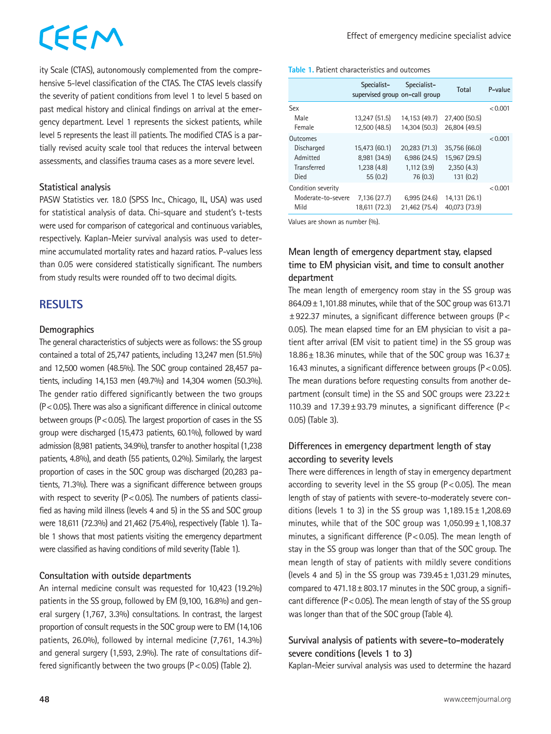ity Scale (CTAS), autonomously complemented from the comprehensive 5-level classification of the CTAS. The CTAS levels classify the severity of patient conditions from level 1 to level 5 based on past medical history and clinical findings on arrival at the emergency department. Level 1 represents the sickest patients, while level 5 represents the least ill patients. The modified CTAS is a partially revised acuity scale tool that reduces the interval between assessments, and classifies trauma cases as a more severe level.

### Statistical analysis

PASW Statistics ver. 18.0 (SPSS Inc., Chicago, IL, USA) was used for statistical analysis of data. Chi-square and student's t-tests were used for comparison of categorical and continuous variables, respectively. Kaplan-Meier survival analysis was used to determine accumulated mortality rates and hazard ratios. P-values less than 0.05 were considered statistically significant. The numbers from study results were rounded off to two decimal digits.

## RESULTS

### Demographics

The general characteristics of subjects were as follows: the SS group contained a total of 25,747 patients, including 13,247 men (51.5%) and 12,500 women (48.5%). The SOC group contained 28,457 patients, including 14,153 men (49.7%) and 14,304 women (50.3%). The gender ratio differed significantly between the two groups ($P<0.05$). There was also a significant difference in clinical outcome between groups ($P<0.05$). The largest proportion of cases in the SS group were discharged (15,473 patients, 60.1%), followed by ward admission (8,981 patients, 34.9%), transfer to another hospital (1,238 patients, 4.8%), and death (55 patients, 0.2%). Similarly, the largest proportion of cases in the SOC group was discharged (20,283 patients, 71.3%). There was a significant difference between groups with respect to severity ($P<0.05$). The numbers of patients classified as having mild illness (levels 4 and 5) in the SS and SOC group were 18,611 (72.3%) and 21,462 (75.4%), respectively (Table 1). Table 1 shows that most patients visiting the emergency department were classified as having conditions of mild severity (Table 1).

### Consultation with outside departments

An internal medicine consult was requested for 10,423 (19.2%) patients in the SS group, followed by EM (9,100, 16.8%) and general surgery (1,767, 3.3%) consultations. In contrast, the largest proportion of consult requests in the SOC group were to EM (14,106 patients, 26.0%), followed by internal medicine (7,761, 14.3%) and general surgery (1,593, 2.9%). The rate of consultations differed significantly between the two groups ($P<0.05$) (Table 2).

**Table 1.** Patient characteristics and outcomes

| | Specialist-supervised group | Specialist-on-call group | Total | P-value |
|---|---|---|---|---|
| Sex | | | | <0.001 |
| Male | 13,247 (51.5) | 14,153 (49.7) | 27,400 (50.5) | |
| Female | 12,500 (48.5) | 14,304 (50.3) | 26,804 (49.5) | |
| Outcomes | | | | <0.001 |
| Discharged | 15,473 (60.1) | 20,283 (71.3) | 35,756 (66.0) | |
| Admitted | 8,981 (34.9) | 6,986 (24.5) | 15,967 (29.5) | |
| Transferred | 1,238 (4.8) | 1,112 (3.9) | 2,350 (4.3) | |
| Died | 55 (0.2) | 76 (0.3) | 131 (0.2) | |
| Condition severity | | | | <0.001 |
| Moderate-to-severe | 7,136 (27.7) | 6,995 (24.6) | 14,131 (26.1) | |
| Mild | 18,611 (72.3) | 21,462 (75.4) | 40,073 (73.9) | |

Values are shown as number (%).

### Mean length of emergency department stay, elapsed time to EM physician visit, and time to consult another department

The mean length of emergency room stay in the SS group was 864.09±1,101.88 minutes, while that of the SOC group was 613.71±922.37 minutes, a significant difference between groups ($P<0.05$). The mean elapsed time for an EM physician to visit a patient after arrival (EM visit to patient time) in the SS group was 18.86±18.36 minutes, while that of the SOC group was 16.37±16.43 minutes, a significant difference between groups ($P<0.05$). The mean durations before requesting consults from another department (consult time) in the SS and SOC groups were 23.22±110.39 and 17.39±93.79 minutes, a significant difference ($P<0.05$) (Table 3).

### Differences in emergency department length of stay according to severity levels

There were differences in length of stay in emergency department according to severity level in the SS group ($P<0.05$). The mean length of stay of patients with severe-to-moderately severe conditions (levels 1 to 3) in the SS group was 1,189.15±1,208.69 minutes, while that of the SOC group was 1,050.99±1,108.37 minutes, a significant difference ($P<0.05$). The mean length of stay in the SS group was longer than that of the SOC group. The mean length of stay of patients with mildly severe conditions (levels 4 and 5) in the SS group was 739.45±1,031.29 minutes, compared to 471.18±803.17 minutes in the SOC group, a significant difference ($P<0.05$). The mean length of stay of the SS group was longer than that of the SOC group (Table 4).

### Survival analysis of patients with severe-to-moderately severe conditions (levels 1 to 3)

Kaplan-Meier survival analysis was used to determine the hazard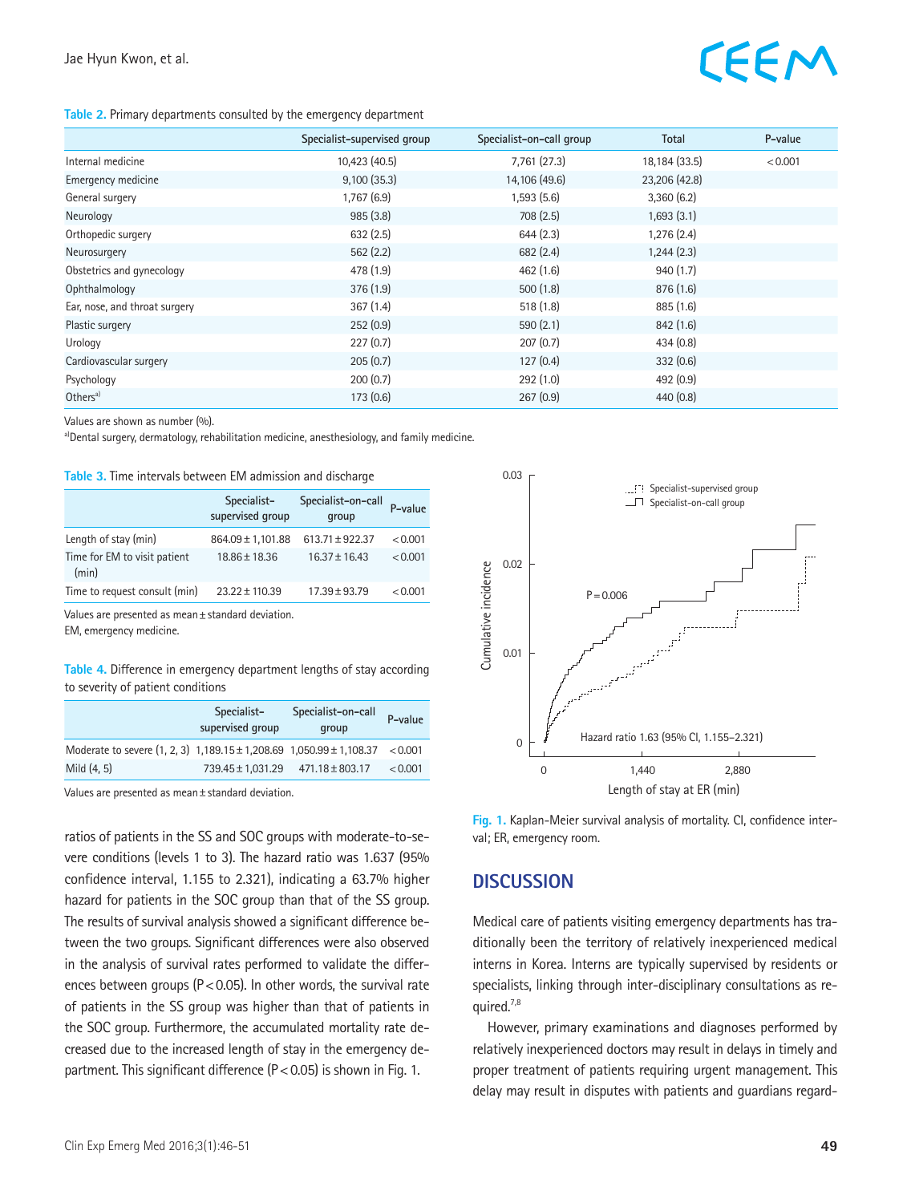**Table 2.** Primary departments consulted by the emergency department

| | Specialist-supervised group | Specialist-on-call group | Total | P-value |
|---|---|---|---|---|
| Internal medicine | 10,423 (40.5) | 7,761 (27.3) | 18,184 (33.5) | < 0.001 |
| Emergency medicine | 9,100 (35.3) | 14,106 (49.6) | 23,206 (42.8) | |
| General surgery | 1,767 (6.9) | 1,593 (5.6) | 3,360 (6.2) | |
| Neurology | 985 (3.8) | 708 (2.5) | 1,693 (3.1) | |
| Orthopedic surgery | 632 (2.5) | 644 (2.3) | 1,276 (2.4) | |
| Neurosurgery | 562 (2.2) | 682 (2.4) | 1,244 (2.3) | |
| Obstetrics and gynecology | 478 (1.9) | 462 (1.6) | 940 (1.7) | |
| Ophthalmology | 376 (1.9) | 500 (1.8) | 876 (1.6) | |
| Ear, nose, and throat surgery | 367 (1.4) | 518 (1.8) | 885 (1.6) | |
| Plastic surgery | 252 (0.9) | 590 (2.1) | 842 (1.6) | |
| Urology | 227 (0.7) | 207 (0.7) | 434 (0.8) | |
| Cardiovascular surgery | 205 (0.7) | 127 (0.4) | 332 (0.6) | |
| Psychology | 200 (0.7) | 292 (1.0) | 492 (0.9) | |
| Others[a)] | 173 (0.6) | 267 (0.9) | 440 (0.8) | |

Values are shown as number (%).

[a)]Dental surgery, dermatology, rehabilitation medicine, anesthesiology, and family medicine.

**Table 3.** Time intervals between EM admission and discharge

| | Specialist-supervised group | Specialist-on-call group | P-value |
|---|---|---|---|
| Length of stay (min) | 864.09 ± 1,101.88 | 613.71 ± 922.37 | < 0.001 |
| Time for EM to visit patient (min) | 18.86 ± 18.36 | 16.37 ± 16.43 | < 0.001 |
| Time to request consult (min) | 23.22 ± 110.39 | 17.39 ± 93.79 | < 0.001 |

Values are presented as mean ± standard deviation.

EM, emergency medicine.

**Table 4.** Difference in emergency department lengths of stay according to severity of patient conditions

| | Specialist-supervised group | Specialist-on-call group | P-value |
|---|---|---|---|
| Moderate to severe (1, 2, 3) | 1,189.15 ± 1,208.69 | 1,050.99 ± 1,108.37 | < 0.001 |
| Mild (4, 5) | 739.45 ± 1,031.29 | 471.18 ± 803.17 | < 0.001 |

Values are presented as mean ± standard deviation.

ratios of patients in the SS and SOC groups with moderate-to-severe conditions (levels 1 to 3). The hazard ratio was 1.637 (95% confidence interval, 1.155 to 2.321), indicating a 63.7% higher hazard for patients in the SOC group than that of the SS group. The results of survival analysis showed a significant difference between the two groups. Significant differences were also observed in the analysis of survival rates performed to validate the differences between groups (P < 0.05). In other words, the survival rate of patients in the SS group was higher than that of patients in the SOC group. Furthermore, the accumulated mortality rate decreased due to the increased length of stay in the emergency department. This significant difference (P < 0.05) is shown in Fig. 1.

**Fig. 1.** Kaplan-Meier survival analysis of mortality. CI, confidence interval; ER, emergency room.

## DISCUSSION

Medical care of patients visiting emergency departments has traditionally been the territory of relatively inexperienced medical interns in Korea. Interns are typically supervised by residents or specialists, linking through inter-disciplinary consultations as required.[7,8]

However, primary examinations and diagnoses performed by relatively inexperienced doctors may result in delays in timely and proper treatment of patients requiring urgent management. This delay may result in disputes with patients and guardians regard-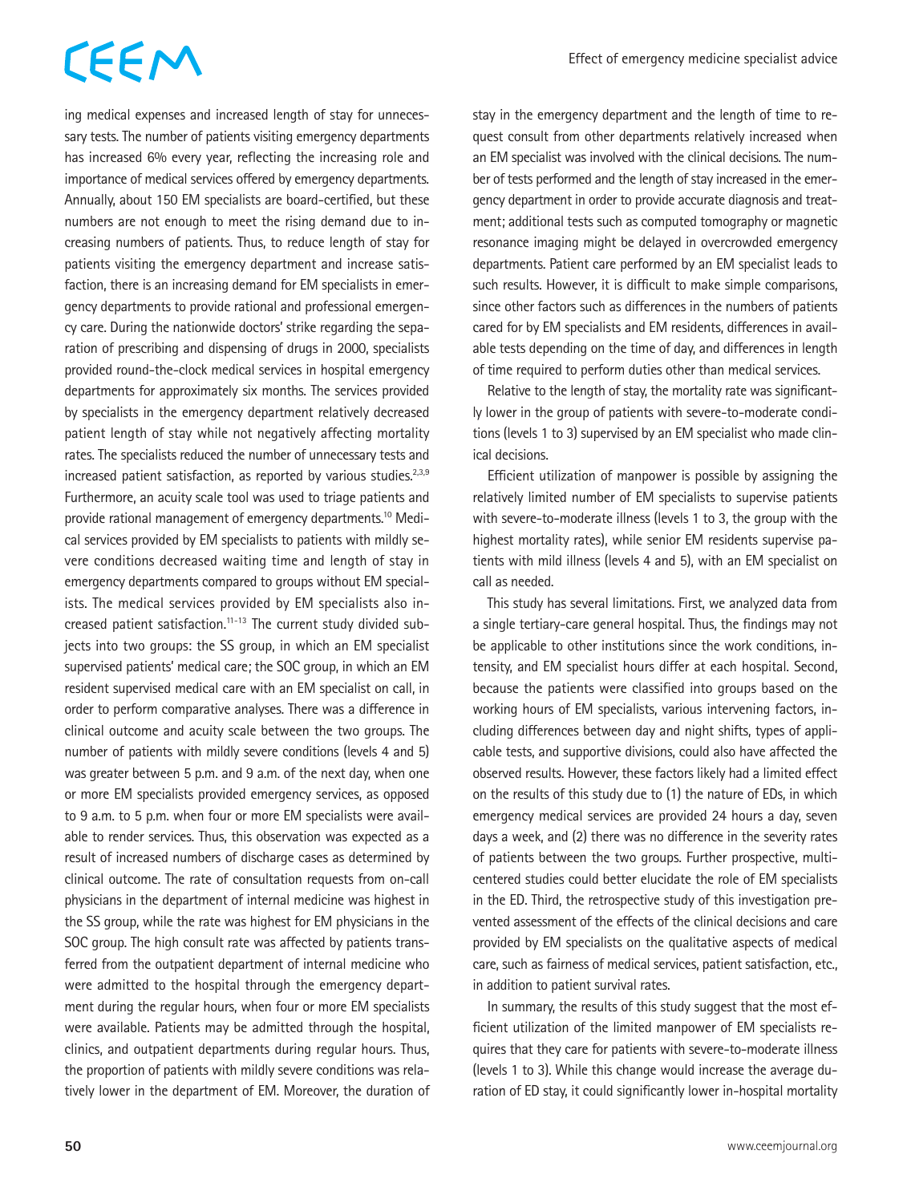ing medical expenses and increased length of stay for unnecessary tests. The number of patients visiting emergency departments has increased 6% every year, reflecting the increasing role and importance of medical services offered by emergency departments. Annually, about 150 EM specialists are board-certified, but these numbers are not enough to meet the rising demand due to increasing numbers of patients. Thus, to reduce length of stay for patients visiting the emergency department and increase satisfaction, there is an increasing demand for EM specialists in emergency departments to provide rational and professional emergency care. During the nationwide doctors' strike regarding the separation of prescribing and dispensing of drugs in 2000, specialists provided round-the-clock medical services in hospital emergency departments for approximately six months. The services provided by specialists in the emergency department relatively decreased patient length of stay while not negatively affecting mortality rates. The specialists reduced the number of unnecessary tests and increased patient satisfaction, as reported by various studies.[2,3,9] Furthermore, an acuity scale tool was used to triage patients and provide rational management of emergency departments.[10] Medical services provided by EM specialists to patients with mildly severe conditions decreased waiting time and length of stay in emergency departments compared to groups without EM specialists. The medical services provided by EM specialists also increased patient satisfaction.[11-13] The current study divided subjects into two groups: the SS group, in which an EM specialist supervised patients' medical care; the SOC group, in which an EM resident supervised medical care with an EM specialist on call, in order to perform comparative analyses. There was a difference in clinical outcome and acuity scale between the two groups. The number of patients with mildly severe conditions (levels 4 and 5) was greater between 5 p.m. and 9 a.m. of the next day, when one or more EM specialists provided emergency services, as opposed to 9 a.m. to 5 p.m. when four or more EM specialists were available to render services. Thus, this observation was expected as a result of increased numbers of discharge cases as determined by clinical outcome. The rate of consultation requests from on-call physicians in the department of internal medicine was highest in the SS group, while the rate was highest for EM physicians in the SOC group. The high consult rate was affected by patients transferred from the outpatient department of internal medicine who were admitted to the hospital through the emergency department during the regular hours, when four or more EM specialists were available. Patients may be admitted through the hospital, clinics, and outpatient departments during regular hours. Thus, the proportion of patients with mildly severe conditions was relatively lower in the department of EM. Moreover, the duration of stay in the emergency department and the length of time to request consult from other departments relatively increased when an EM specialist was involved with the clinical decisions. The number of tests performed and the length of stay increased in the emergency department in order to provide accurate diagnosis and treatment; additional tests such as computed tomography or magnetic resonance imaging might be delayed in overcrowded emergency departments. Patient care performed by an EM specialist leads to such results. However, it is difficult to make simple comparisons, since other factors such as differences in the numbers of patients cared for by EM specialists and EM residents, differences in available tests depending on the time of day, and differences in length of time required to perform duties other than medical services.

Relative to the length of stay, the mortality rate was significantly lower in the group of patients with severe-to-moderate conditions (levels 1 to 3) supervised by an EM specialist who made clinical decisions.

Efficient utilization of manpower is possible by assigning the relatively limited number of EM specialists to supervise patients with severe-to-moderate illness (levels 1 to 3, the group with the highest mortality rates), while senior EM residents supervise patients with mild illness (levels 4 and 5), with an EM specialist on call as needed.

This study has several limitations. First, we analyzed data from a single tertiary-care general hospital. Thus, the findings may not be applicable to other institutions since the work conditions, intensity, and EM specialist hours differ at each hospital. Second, because the patients were classified into groups based on the working hours of EM specialists, various intervening factors, including differences between day and night shifts, types of applicable tests, and supportive divisions, could also have affected the observed results. However, these factors likely had a limited effect on the results of this study due to (1) the nature of EDs, in which emergency medical services are provided 24 hours a day, seven days a week, and (2) there was no difference in the severity rates of patients between the two groups. Further prospective, multicentered studies could better elucidate the role of EM specialists in the ED. Third, the retrospective study of this investigation prevented assessment of the effects of the clinical decisions and care provided by EM specialists on the qualitative aspects of medical care, such as fairness of medical services, patient satisfaction, etc., in addition to patient survival rates.

In summary, the results of this study suggest that the most efficient utilization of the limited manpower of EM specialists requires that they care for patients with severe-to-moderate illness (levels 1 to 3). While this change would increase the average duration of ED stay, it could significantly lower in-hospital mortality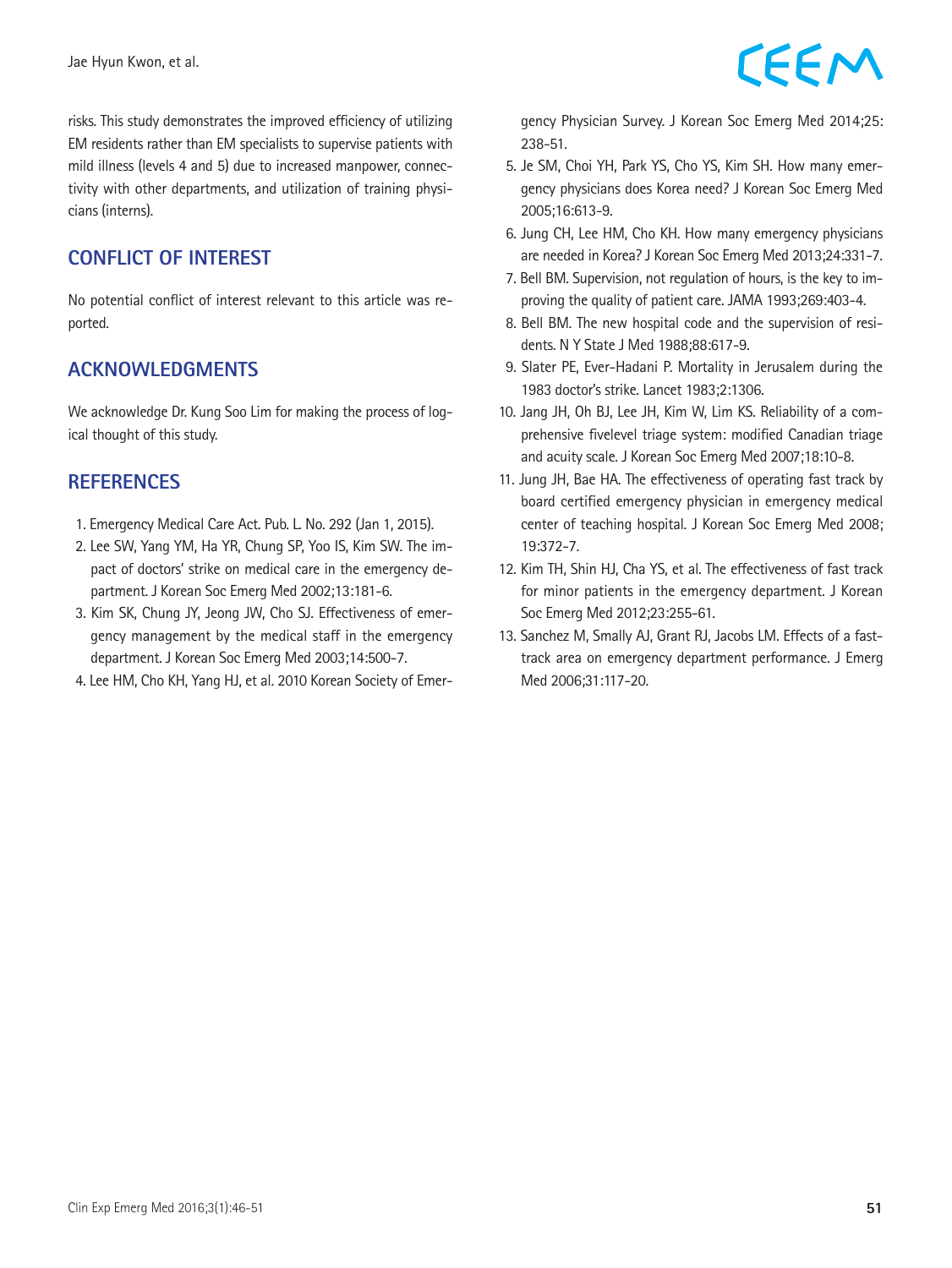risks. This study demonstrates the improved efficiency of utilizing EM residents rather than EM specialists to supervise patients with mild illness (levels 4 and 5) due to increased manpower, connectivity with other departments, and utilization of training physicians (interns).

## CONFLICT OF INTEREST

No potential conflict of interest relevant to this article was reported.

## ACKNOWLEDGMENTS

We acknowledge Dr. Kung Soo Lim for making the process of logical thought of this study.

## REFERENCES

1. Emergency Medical Care Act. Pub. L. No. 292 (Jan 1, 2015).
2. Lee SW, Yang YM, Ha YR, Chung SP, Yoo IS, Kim SW. The impact of doctors' strike on medical care in the emergency department. J Korean Soc Emerg Med 2002;13:181-6.
3. Kim SK, Chung JY, Jeong JW, Cho SJ. Effectiveness of emergency management by the medical staff in the emergency department. J Korean Soc Emerg Med 2003;14:500-7.
4. Lee HM, Cho KH, Yang HJ, et al. 2010 Korean Society of Emergency Physician Survey. J Korean Soc Emerg Med 2014;25:238-51.
5. Je SM, Choi YH, Park YS, Cho YS, Kim SH. How many emergency physicians does Korea need? J Korean Soc Emerg Med 2005;16:613-9.
6. Jung CH, Lee HM, Cho KH. How many emergency physicians are needed in Korea? J Korean Soc Emerg Med 2013;24:331-7.
7. Bell BM. Supervision, not regulation of hours, is the key to improving the quality of patient care. JAMA 1993;269:403-4.
8. Bell BM. The new hospital code and the supervision of residents. N Y State J Med 1988;88:617-9.
9. Slater PE, Ever-Hadani P. Mortality in Jerusalem during the 1983 doctor's strike. Lancet 1983;2:1306.
10. Jang JH, Oh BJ, Lee JH, Kim W, Lim KS. Reliability of a comprehensive fivelevel triage system: modified Canadian triage and acuity scale. J Korean Soc Emerg Med 2007;18:10-8.
11. Jung JH, Bae HA. The effectiveness of operating fast track by board certified emergency physician in emergency medical center of teaching hospital. J Korean Soc Emerg Med 2008;19:372-7.
12. Kim TH, Shin HJ, Cha YS, et al. The effectiveness of fast track for minor patients in the emergency department. J Korean Soc Emerg Med 2012;23:255-61.
13. Sanchez M, Smally AJ, Grant RJ, Jacobs LM. Effects of a fast-track area on emergency department performance. J Emerg Med 2006;31:117-20.